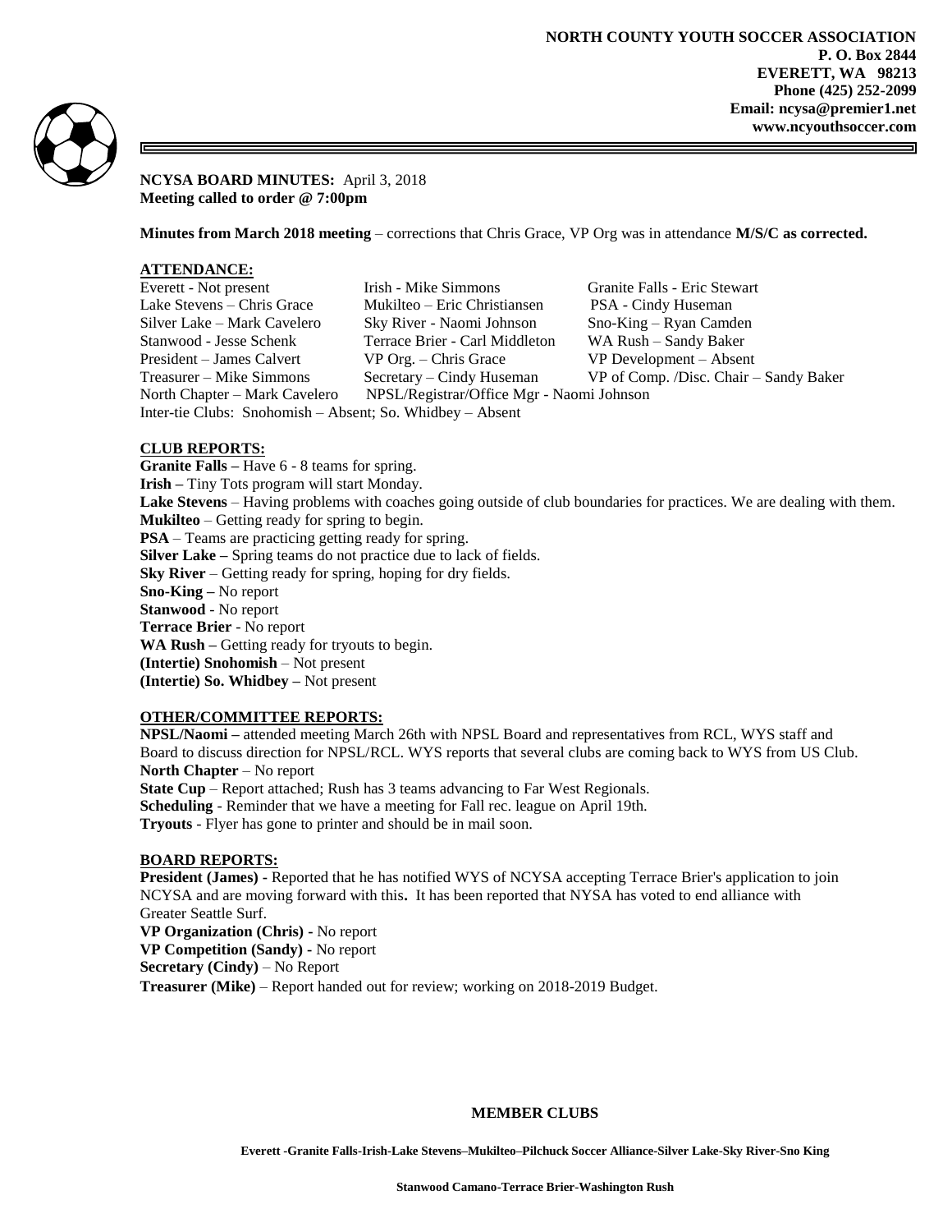**NORTH COUNTY YOUTH SOCCER ASSOCIATION**
**P. O. Box 2844**
**EVERETT, WA 98213**
**Phone (425) 252-2099**
**Email: ncysa@premier1.net**
**www.ncyouthsoccer.com**

**NCYSA BOARD MINUTES:** April 3, 2018
**Meeting called to order @ 7:00pm**

**Minutes from March 2018 meeting** – corrections that Chris Grace, VP Org was in attendance **M/S/C as corrected.**

## ATTENDANCE:

| | | |
|---|---|---|
| Everett - Not present | Irish - Mike Simmons | Granite Falls - Eric Stewart |
| Lake Stevens – Chris Grace | Mukilteo – Eric Christiansen | PSA - Cindy Huseman |
| Silver Lake – Mark Cavelero | Sky River - Naomi Johnson | Sno-King – Ryan Camden |
| Stanwood - Jesse Schenk | Terrace Brier - Carl Middleton | WA Rush – Sandy Baker |
| President – James Calvert | VP Org. – Chris Grace | VP Development – Absent |
| Treasurer – Mike Simmons | Secretary – Cindy Huseman | VP of Comp. /Disc. Chair – Sandy Baker |
| North Chapter – Mark Cavelero | NPSL/Registrar/Office Mgr - Naomi Johnson | |

Inter-tie Clubs: Snohomish – Absent; So. Whidbey – Absent

## CLUB REPORTS:

**Granite Falls –** Have 6 - 8 teams for spring.
**Irish –** Tiny Tots program will start Monday.
**Lake Stevens** – Having problems with coaches going outside of club boundaries for practices. We are dealing with them.
**Mukilteo** – Getting ready for spring to begin.
**PSA** – Teams are practicing getting ready for spring.
**Silver Lake –** Spring teams do not practice due to lack of fields.
**Sky River** – Getting ready for spring, hoping for dry fields.
**Sno-King –** No report
**Stanwood** - No report
**Terrace Brier** - No report
**WA Rush –** Getting ready for tryouts to begin.
**(Intertie) Snohomish** – Not present
**(Intertie) So. Whidbey –** Not present

## OTHER/COMMITTEE REPORTS:

**NPSL/Naomi –** attended meeting March 26th with NPSL Board and representatives from RCL, WYS staff and Board to discuss direction for NPSL/RCL. WYS reports that several clubs are coming back to WYS from US Club.
**North Chapter** – No report
**State Cup** – Report attached; Rush has 3 teams advancing to Far West Regionals.
**Scheduling** - Reminder that we have a meeting for Fall rec. league on April 19th.
**Tryouts** - Flyer has gone to printer and should be in mail soon.

## BOARD REPORTS:

**President (James)** - Reported that he has notified WYS of NCYSA accepting Terrace Brier's application to join NCYSA and are moving forward with this**.** It has been reported that NYSA has voted to end alliance with Greater Seattle Surf.
**VP Organization (Chris) -** No report
**VP Competition (Sandy) -** No report
**Secretary (Cindy)** – No Report
**Treasurer (Mike)** – Report handed out for review; working on 2018-2019 Budget.

**MEMBER CLUBS**

**Everett -Granite Falls-Irish-Lake Stevens–Mukilteo–Pilchuck Soccer Alliance-Silver Lake-Sky River-Sno King**

**Stanwood Camano-Terrace Brier-Washington Rush**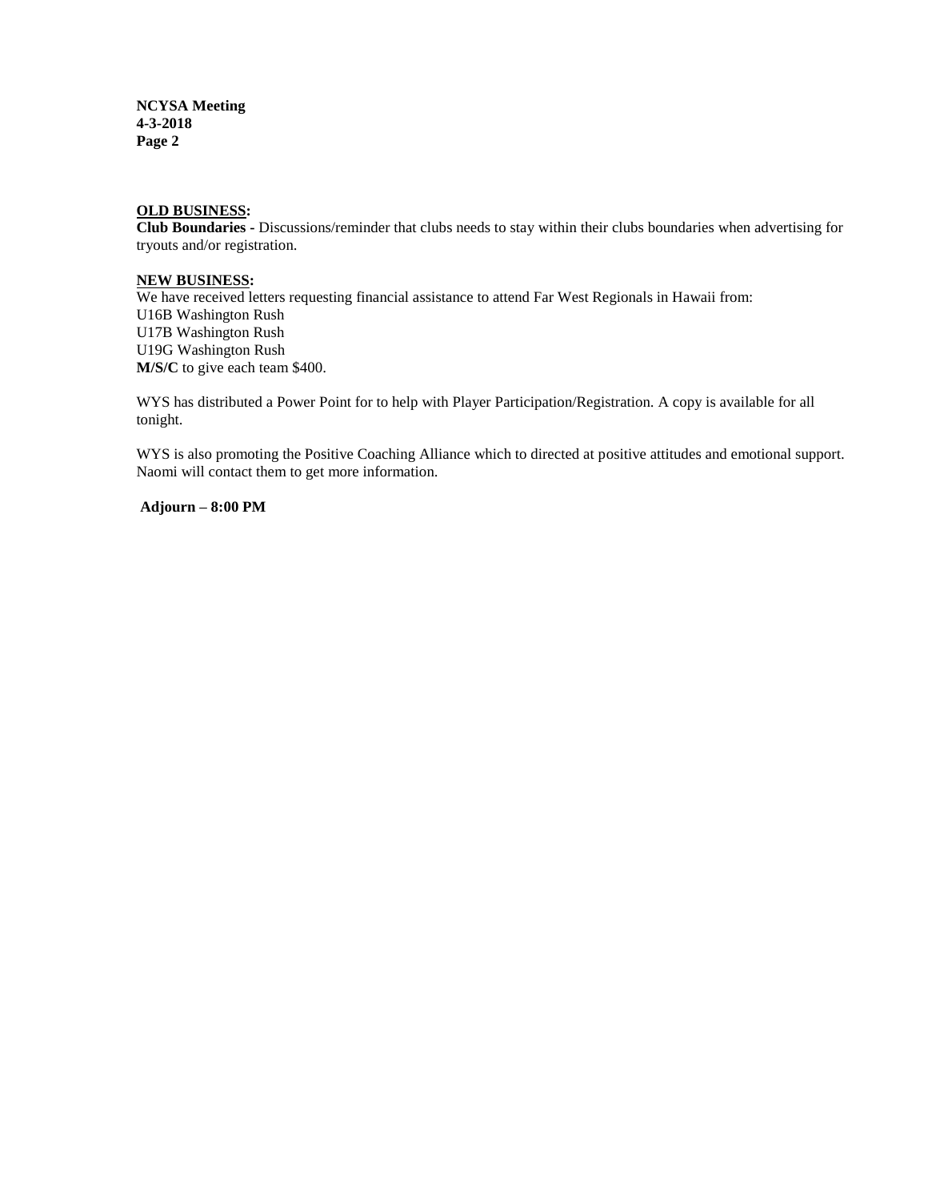**OLD BUSINESS:**

**Club Boundaries -** Discussions/reminder that clubs needs to stay within their clubs boundaries when advertising for tryouts and/or registration.

**NEW BUSINESS:**

We have received letters requesting financial assistance to attend Far West Regionals in Hawaii from:
U16B Washington Rush
U17B Washington Rush
U19G Washington Rush
**M/S/C** to give each team $400.

WYS has distributed a Power Point for to help with Player Participation/Registration. A copy is available for all tonight.

WYS is also promoting the Positive Coaching Alliance which to directed at positive attitudes and emotional support. Naomi will contact them to get more information.

**Adjourn – 8:00 PM**